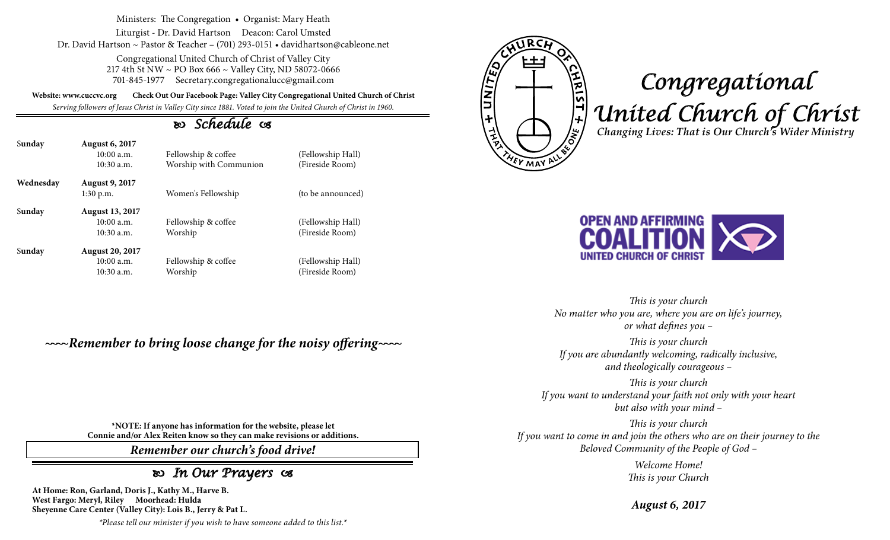Ministers: The Congregation • Organist: Mary Heath

Liturgist - Dr. David Hartson    Deacon: Carol Umsted

Dr. David Hartson ~ Pastor & Teacher – (701) 293-0151 • davidhartson@cableone.net

Congregational United Church of Christ of Valley City
217 4th St NW ~ PO Box 666 ~ Valley City, ND 58072-0666
701-845-1977    Secretary.congregationalucc@gmail.com

**Website: www.cuccvc.org**    **Check Out Our Facebook Page: Valley City Congregational United Church of Christ**

*Serving followers of Jesus Christ in Valley City since 1881. Voted to join the United Church of Christ in 1960.*

## *Schedule*

| | | | |
|---|---|---|---|
| **Sunday** | **August 6, 2017** | | |
| | 10:00 a.m. | Fellowship & coffee | (Fellowship Hall) |
| | 10:30 a.m. | Worship with Communion | (Fireside Room) |
| **Wednesday** | **August 9, 2017** | | |
| | 1:30 p.m. | Women's Fellowship | (to be announced) |
| **Sunday** | **August 13, 2017** | | |
| | 10:00 a.m. | Fellowship & coffee | (Fellowship Hall) |
| | 10:30 a.m. | Worship | (Fireside Room) |
| **Sunday** | **August 20, 2017** | | |
| | 10:00 a.m. | Fellowship & coffee | (Fellowship Hall) |
| | 10:30 a.m. | Worship | (Fireside Room) |

***~~~~Remember to bring loose change for the noisy offering~~~~***

**\*NOTE: If anyone has information for the website, please let Connie and/or Alex Reiten know so they can make revisions or additions.**

***Remember our church's food drive!***

## *In Our Prayers*

**At Home: Ron, Garland, Doris J., Kathy M., Harve B.**
**West Fargo: Meryl, Riley    Moorhead: Hulda**
**Sheyenne Care Center (Valley City): Lois B., Jerry & Pat L.**

*\*Please tell our minister if you wish to have someone added to this list.\**

# *Congregational United Church of Christ*

***Changing Lives: That is Our Church's Wider Ministry***

**OPEN AND AFFIRMING COALITION**
**UNITED CHURCH OF CHRIST**

*This is your church*
*No matter who you are, where you are on life's journey, or what defines you –*

*This is your church*
*If you are abundantly welcoming, radically inclusive, and theologically courageous –*

*This is your church*
*If you want to understand your faith not only with your heart but also with your mind –*

*This is your church*
*If you want to come in and join the others who are on their journey to the Beloved Community of the People of God –*

*Welcome Home!*
*This is your Church*

***August 6, 2017***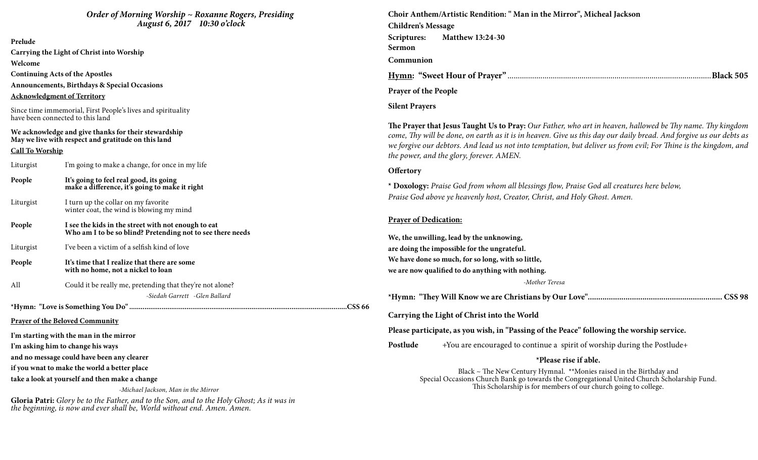## *Order of Morning Worship ~ Roxanne Rogers, Presiding*
## *August 6, 2017 10:30 o'clock*

**Prelude**

**Carrying the Light of Christ into Worship**

**Welcome**

**Continuing Acts of the Apostles**

**Announcements, Birthdays & Special Occasions**

**Acknowledgment of Territory**

Since time immemorial, First People's lives and spirituality have been connected to this land

**We acknowledge and give thanks for their stewardship**
**May we live with respect and gratitude on this land**

**Call To Worship**

| | |
|---|---|
| Liturgist | I'm going to make a change, for once in my life |
| **People** | **It's going to feel real good, its going make a difference, it's going to make it right** |
| Liturgist | I turn up the collar on my favorite winter coat, the wind is blowing my mind |
| **People** | **I see the kids in the street with not enough to eat Who am I to be so blind? Pretending not to see there needs** |
| Liturgist | I've been a victim of a selfish kind of love |
| **People** | **It's time that I realize that there are some with no home, not a nickel to loan** |
| All | Could it be really me, pretending that they're not alone? |

*-Siedah Garrett -Glen Ballard*

**\*Hymn: "Love is Something You Do" ........ CSS 66**

**Prayer of the Beloved Community**

**I'm starting with the man in the mirror**
**I'm asking him to change his ways**
**and no message could have been any clearer**
**if you wnat to make the world a better place**
**take a look at yourself and then make a change**

*-Michael Jackson, Man in the Mirror*

**Gloria Patri:** *Glory be to the Father, and to the Son, and to the Holy Ghost; As it was in the beginning, is now and ever shall be, World without end. Amen. Amen.*

**Choir Anthem/Artistic Rendition: " Man in the Mirror", Micheal Jackson**

**Children's Message**

**Scriptures: Matthew 13:24-30**

**Sermon**

**Communion**

**Hymn: "Sweet Hour of Prayer" ........ Black 505**

**Prayer of the People**

**Silent Prayers**

**The Prayer that Jesus Taught Us to Pray:** *Our Father, who art in heaven, hallowed be Thy name. Thy kingdom come, Thy will be done, on earth as it is in heaven. Give us this day our daily bread. And forgive us our debts as we forgive our debtors. And lead us not into temptation, but deliver us from evil; For Thine is the kingdom, and the power, and the glory, forever. AMEN.*

**Offertory**

\* **Doxology:** *Praise God from whom all blessings flow, Praise God all creatures here below, Praise God above ye heavenly host, Creator, Christ, and Holy Ghost. Amen.*

**Prayer of Dedication:**

**We, the unwilling, lead by the unknowing,**
**are doing the impossible for the ungrateful.**
**We have done so much, for so long, with so little,**
**we are now qualified to do anything with nothing.**

*-Mother Teresa*

**\*Hymn: "They Will Know we are Christians by Our Love" ........ CSS 98**

**Carrying the Light of Christ into the World**

**Please participate, as you wish, in "Passing of the Peace" following the worship service.**

**Postlude** +You are encouraged to continue a spirit of worship during the Postlude+

**\*Please rise if able.**

Black ~ The New Century Hymnal. \*\*Monies raised in the Birthday and Special Occasions Church Bank go towards the Congregational United Church Scholarship Fund. This Scholarship is for members of our church going to college.